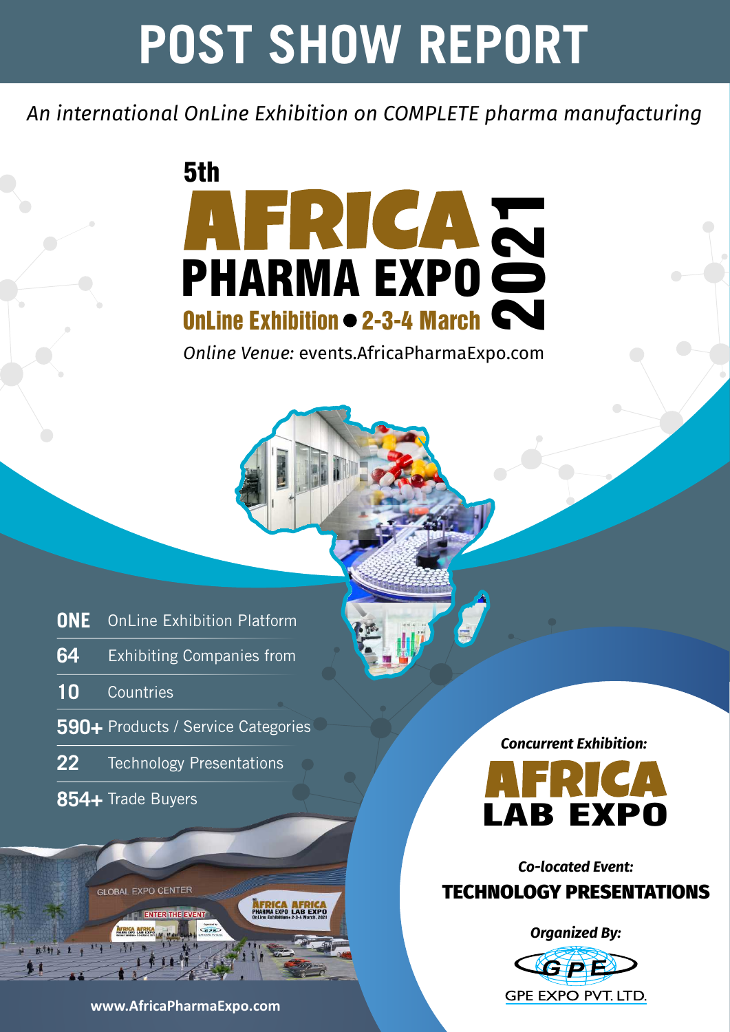# POST SHOW REPORT

*An international OnLine Exhibition on COMPLETE pharma manufacturing*

## 5th AFRICA PHARMA EXPO 2021

**OnLine Exhibition • 2-3-4 March**

*Online Venue:* events.AfricaPharmaExpo.com

- **ONE** OnLine Exhibition Platform
- **64** Exhibiting Companies from
- **10** Countries
- **590+** Products / Service Categories
- **22** Technology Presentations
- **854+** Trade Buyers

***Concurrent Exhibition:***

**AFRICA LAB EXPO**

***Co-located Event:***

**TECHNOLOGY PRESENTATIONS**

***Organized By:***

GPE EXPO PVT. LTD.

**www.AfricaPharmaExpo.com**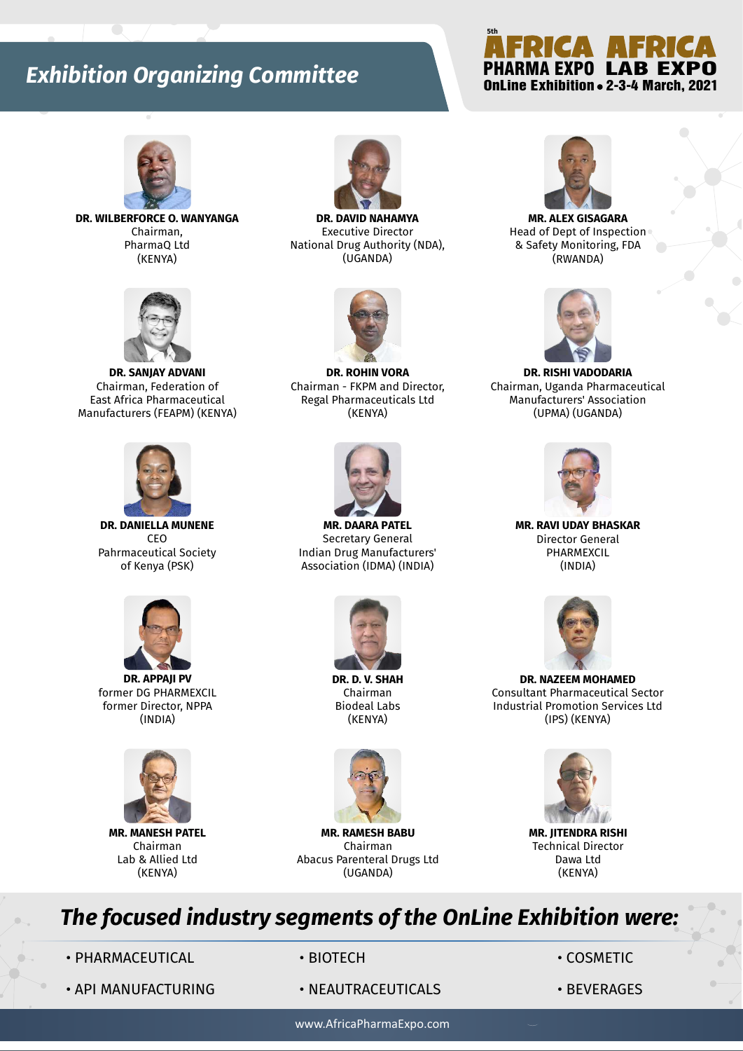# Exhibition Organizing Committee

5th AFRICA PHARMA EXPO | AFRICA LAB EXPO
OnLine Exhibition • 2-3-4 March, 2021

**DR. WILBERFORCE O. WANYANGA**
Chairman,
PharmaQ Ltd
(KENYA)

**DR. DAVID NAHAMYA**
Executive Director
National Drug Authority (NDA),
(UGANDA)

**MR. ALEX GISAGARA**
Head of Dept of Inspection
& Safety Monitoring, FDA
(RWANDA)

**DR. SANJAY ADVANI**
Chairman, Federation of
East Africa Pharmaceutical
Manufacturers (FEAPM) (KENYA)

**DR. ROHIN VORA**
Chairman - FKPM and Director,
Regal Pharmaceuticals Ltd
(KENYA)

**DR. RISHI VADODARIA**
Chairman, Uganda Pharmaceutical
Manufacturers' Association
(UPMA) (UGANDA)

**DR. DANIELLA MUNENE**
CEO
Pahrmaceutical Society
of Kenya (PSK)

**MR. DAARA PATEL**
Secretary General
Indian Drug Manufacturers'
Association (IDMA) (INDIA)

**MR. RAVI UDAY BHASKAR**
Director General
PHARMEXCIL
(INDIA)

**DR. APPAJI PV**
former DG PHARMEXCIL
former Director, NPPA
(INDIA)

**DR. D. V. SHAH**
Chairman
Biodeal Labs
(KENYA)

**DR. NAZEEM MOHAMED**
Consultant Pharmaceutical Sector
Industrial Promotion Services Ltd
(IPS) (KENYA)

**MR. MANESH PATEL**
Chairman
Lab & Allied Ltd
(KENYA)

**MR. RAMESH BABU**
Chairman
Abacus Parenteral Drugs Ltd
(UGANDA)

**MR. JITENDRA RISHI**
Technical Director
Dawa Ltd
(KENYA)

## *The focused industry segments of the OnLine Exhibition were:*

- PHARMACEUTICAL
- BIOTECH
- COSMETIC
- API MANUFACTURING
- NEAUTRACEUTICALS
- BEVERAGES

www.AfricaPharmaExpo.com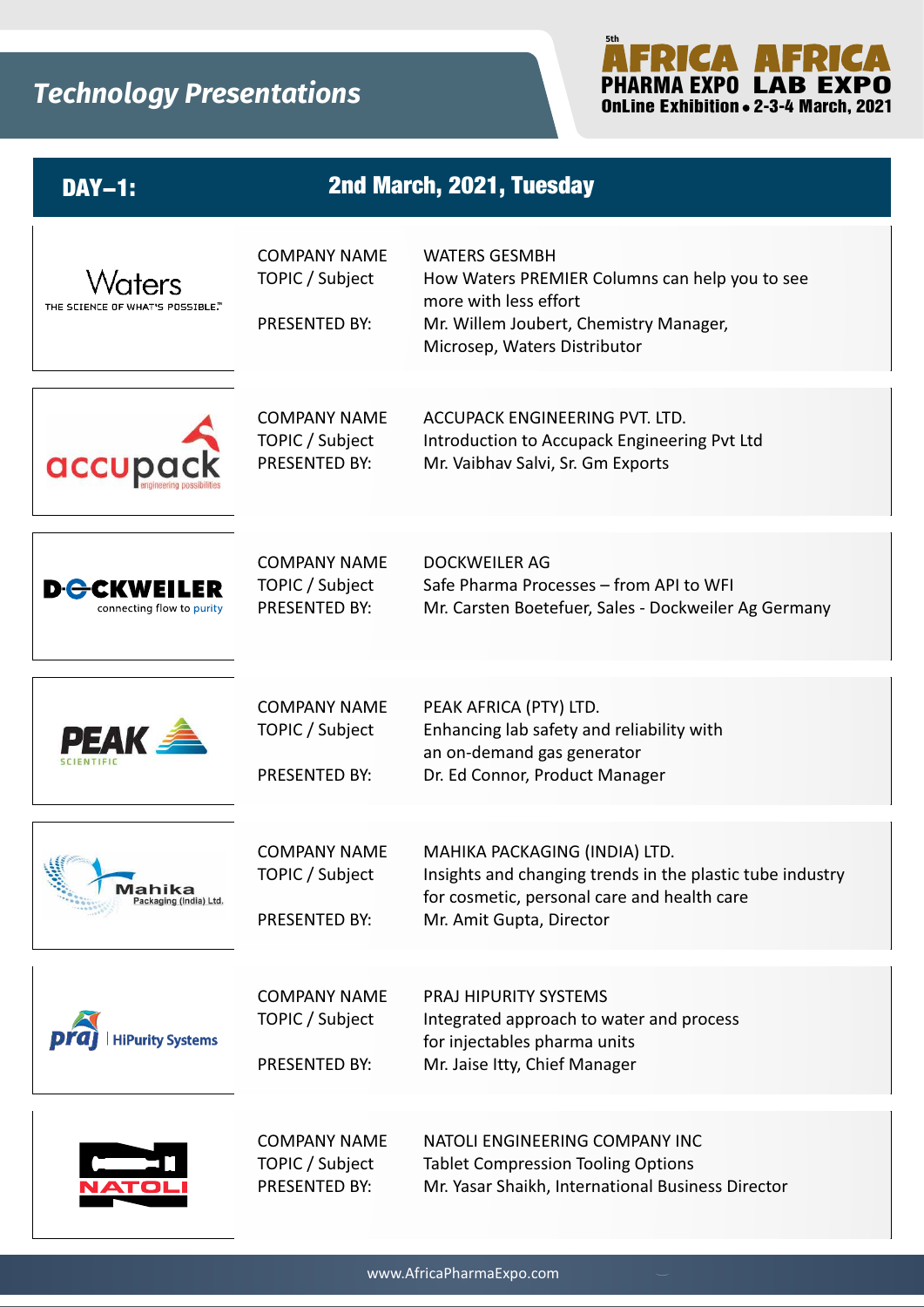# Technology Presentations

5th AFRICA PHARMA EXPO / AFRICA LAB EXPO
OnLine Exhibition • 2-3-4 March, 2021

## DAY–1: 2nd March, 2021, Tuesday

Waters — THE SCIENCE OF WHAT'S POSSIBLE.™

| | |
|---|---|
| COMPANY NAME | WATERS GESMBH |
| TOPIC / Subject | How Waters PREMIER Columns can help you to see more with less effort |
| PRESENTED BY: | Mr. Willem Joubert, Chemistry Manager, Microsep, Waters Distributor |

accupack — engineering possibilities

| | |
|---|---|
| COMPANY NAME | ACCUPACK ENGINEERING PVT. LTD. |
| TOPIC / Subject | Introduction to Accupack Engineering Pvt Ltd |
| PRESENTED BY: | Mr. Vaibhav Salvi, Sr. Gm Exports |

DOCKWEILER — connecting flow to purity

| | |
|---|---|
| COMPANY NAME | DOCKWEILER AG |
| TOPIC / Subject | Safe Pharma Processes – from API to WFI |
| PRESENTED BY: | Mr. Carsten Boetefuer, Sales - Dockweiler Ag Germany |

PEAK SCIENTIFIC

| | |
|---|---|
| COMPANY NAME | PEAK AFRICA (PTY) LTD. |
| TOPIC / Subject | Enhancing lab safety and reliability with an on-demand gas generator |
| PRESENTED BY: | Dr. Ed Connor, Product Manager |

Mahika Packaging (India) Ltd.

| | |
|---|---|
| COMPANY NAME | MAHIKA PACKAGING (INDIA) LTD. |
| TOPIC / Subject | Insights and changing trends in the plastic tube industry for cosmetic, personal care and health care |
| PRESENTED BY: | Mr. Amit Gupta, Director |

praj | HiPurity Systems

| | |
|---|---|
| COMPANY NAME | PRAJ HIPURITY SYSTEMS |
| TOPIC / Subject | Integrated approach to water and process for injectables pharma units |
| PRESENTED BY: | Mr. Jaise Itty, Chief Manager |

NATOLI

| | |
|---|---|
| COMPANY NAME | NATOLI ENGINEERING COMPANY INC |
| TOPIC / Subject | Tablet Compression Tooling Options |
| PRESENTED BY: | Mr. Yasar Shaikh, International Business Director |

www.AfricaPharmaExpo.com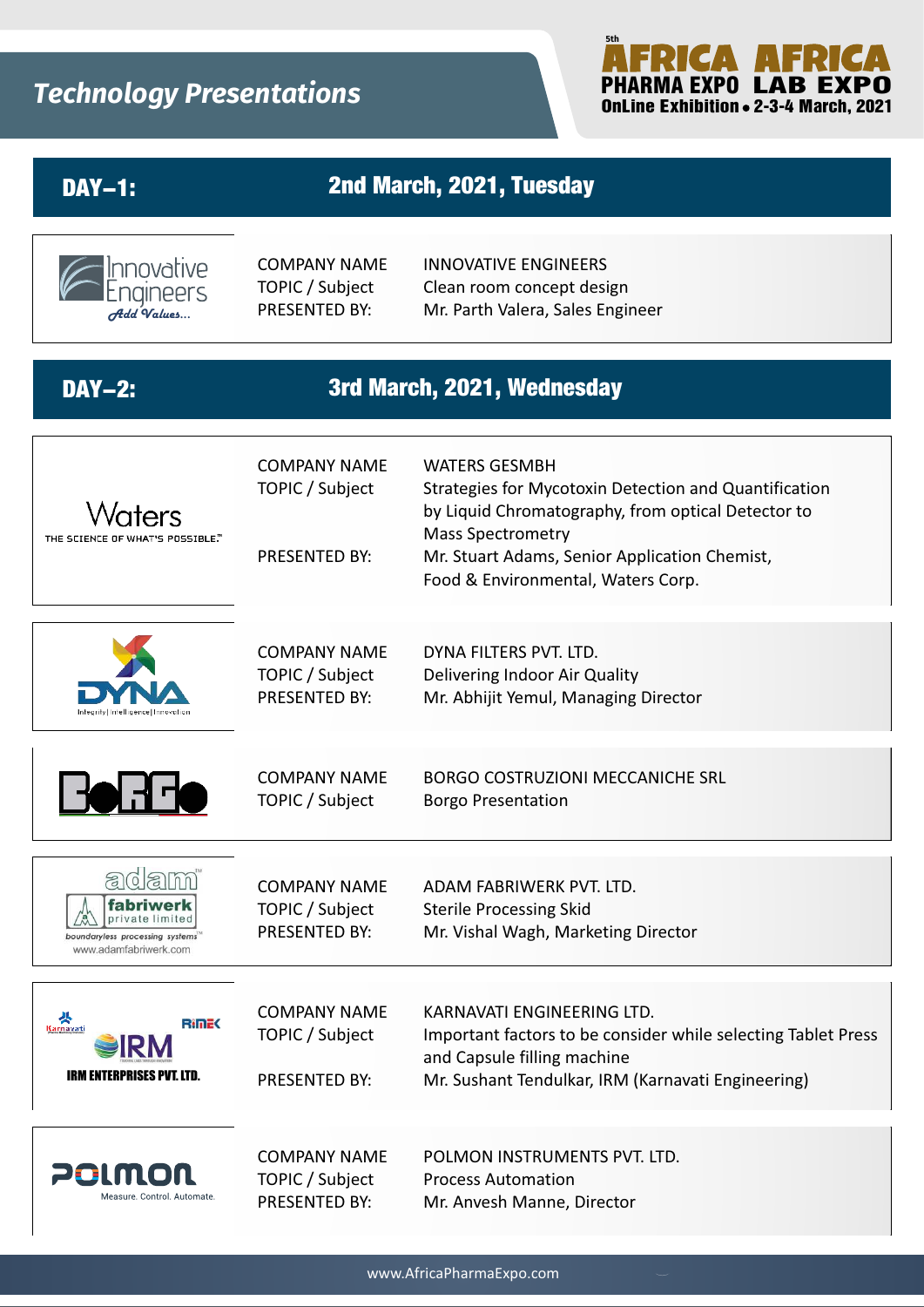# Technology Presentations

**5th AFRICA PHARMA EXPO / AFRICA LAB EXPO**
**OnLine Exhibition • 2-3-4 March, 2021**

## DAY–1: 2nd March, 2021, Tuesday

| | |
|---|---|
| COMPANY NAME | INNOVATIVE ENGINEERS |
| TOPIC / Subject | Clean room concept design |
| PRESENTED BY: | Mr. Parth Valera, Sales Engineer |

## DAY–2: 3rd March, 2021, Wednesday

| | |
|---|---|
| COMPANY NAME | WATERS GESMBH |
| TOPIC / Subject | Strategies for Mycotoxin Detection and Quantification by Liquid Chromatography, from optical Detector to Mass Spectrometry |
| PRESENTED BY: | Mr. Stuart Adams, Senior Application Chemist, Food & Environmental, Waters Corp. |

| | |
|---|---|
| COMPANY NAME | DYNA FILTERS PVT. LTD. |
| TOPIC / Subject | Delivering Indoor Air Quality |
| PRESENTED BY: | Mr. Abhijit Yemul, Managing Director |

| | |
|---|---|
| COMPANY NAME | BORGO COSTRUZIONI MECCANICHE SRL |
| TOPIC / Subject | Borgo Presentation |

| | |
|---|---|
| COMPANY NAME | ADAM FABRIWERK PVT. LTD. |
| TOPIC / Subject | Sterile Processing Skid |
| PRESENTED BY: | Mr. Vishal Wagh, Marketing Director |

| | |
|---|---|
| COMPANY NAME | KARNAVATI ENGINEERING LTD. |
| TOPIC / Subject | Important factors to be consider while selecting Tablet Press and Capsule filling machine |
| PRESENTED BY: | Mr. Sushant Tendulkar, IRM (Karnavati Engineering) |

| | |
|---|---|
| COMPANY NAME | POLMON INSTRUMENTS PVT. LTD. |
| TOPIC / Subject | Process Automation |
| PRESENTED BY: | Mr. Anvesh Manne, Director |

www.AfricaPharmaExpo.com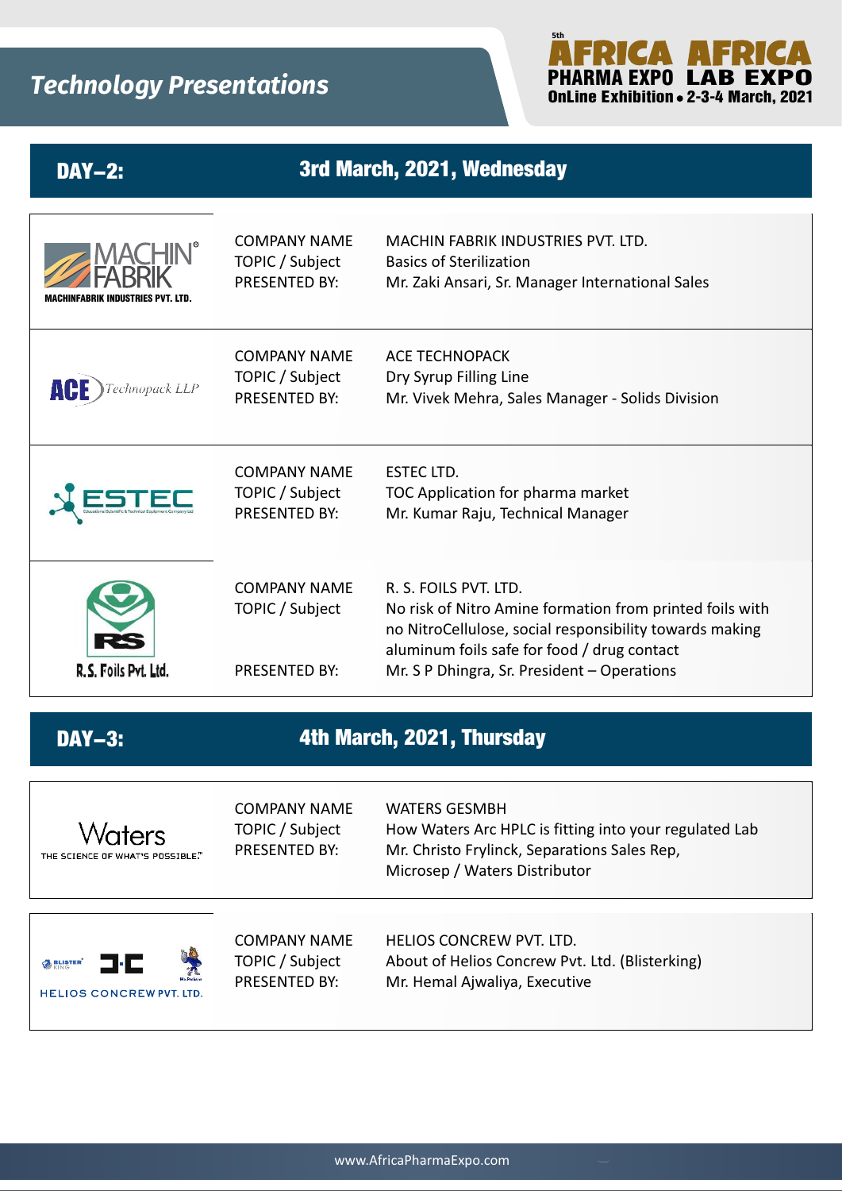# Technology Presentations

5th AFRICA PHARMA EXPO / AFRICA LAB EXPO
OnLine Exhibition • 2-3-4 March, 2021

## DAY–2: 3rd March, 2021, Wednesday

MACHINFABRIK INDUSTRIES PVT. LTD.

| | |
|---|---|
| COMPANY NAME | MACHIN FABRIK INDUSTRIES PVT. LTD. |
| TOPIC / Subject | Basics of Sterilization |
| PRESENTED BY: | Mr. Zaki Ansari, Sr. Manager International Sales |

ACE Technopack LLP

| | |
|---|---|
| COMPANY NAME | ACE TECHNOPACK |
| TOPIC / Subject | Dry Syrup Filling Line |
| PRESENTED BY: | Mr. Vivek Mehra, Sales Manager - Solids Division |

ESTEC

| | |
|---|---|
| COMPANY NAME | ESTEC LTD. |
| TOPIC / Subject | TOC Application for pharma market |
| PRESENTED BY: | Mr. Kumar Raju, Technical Manager |

R.S. Foils Pvt. Ltd.

| | |
|---|---|
| COMPANY NAME | R. S. FOILS PVT. LTD. |
| TOPIC / Subject | No risk of Nitro Amine formation from printed foils with no NitroCellulose, social responsibility towards making aluminum foils safe for food / drug contact |
| PRESENTED BY: | Mr. S P Dhingra, Sr. President – Operations |

## DAY–3: 4th March, 2021, Thursday

Waters – THE SCIENCE OF WHAT'S POSSIBLE.™

| | |
|---|---|
| COMPANY NAME | WATERS GESMBH |
| TOPIC / Subject | How Waters Arc HPLC is fitting into your regulated Lab |
| PRESENTED BY: | Mr. Christo Frylinck, Separations Sales Rep, Microsep / Waters Distributor |

HELIOS CONCREW PVT. LTD.

| | |
|---|---|
| COMPANY NAME | HELIOS CONCREW PVT. LTD. |
| TOPIC / Subject | About of Helios Concrew Pvt. Ltd. (Blisterking) |
| PRESENTED BY: | Mr. Hemal Ajwaliya, Executive |

www.AfricaPharmaExpo.com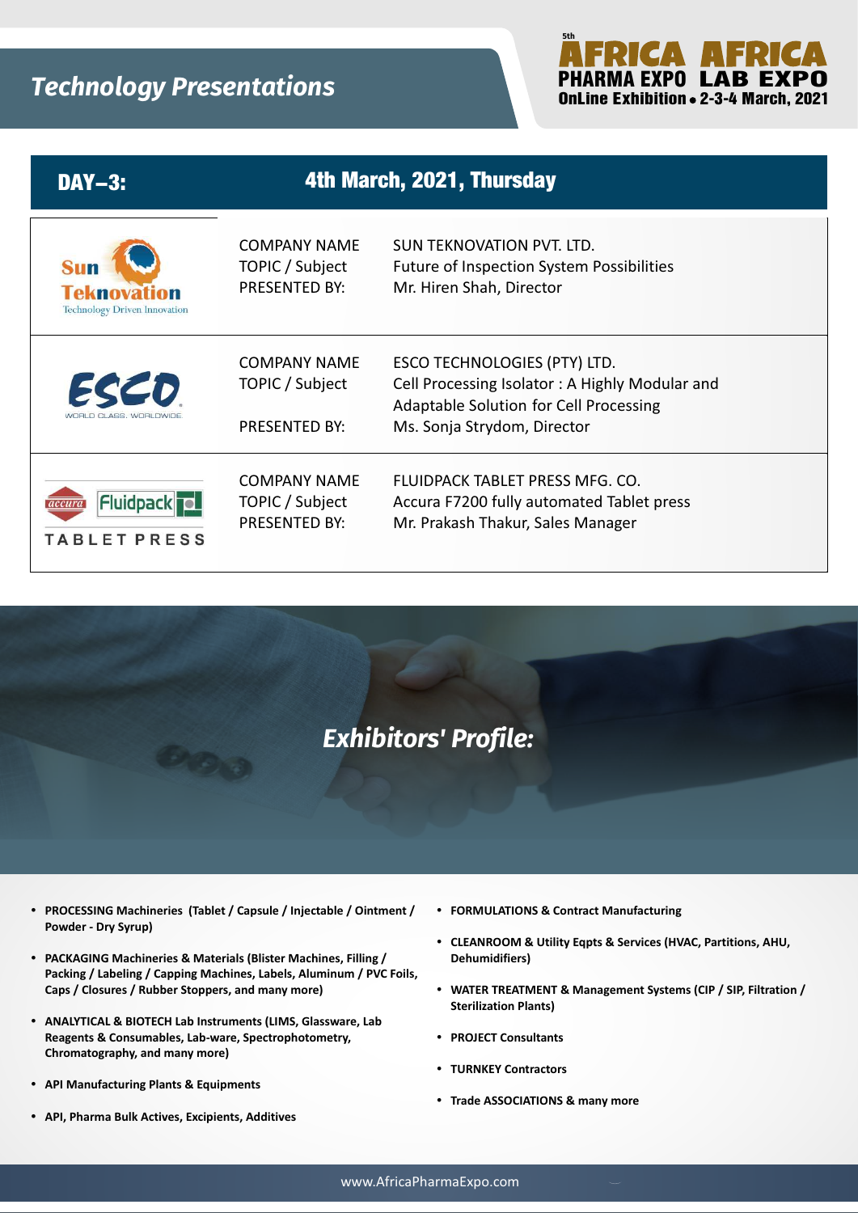# Technology Presentations

5th AFRICA PHARMA EXPO | AFRICA LAB EXPO
OnLine Exhibition • 2-3-4 March, 2021

## DAY–3: 4th March, 2021, Thursday

| Logo | | |
|---|---|---|
| Sun Teknovation – Technology Driven Innovation | COMPANY NAME<br>TOPIC / Subject<br>PRESENTED BY: | SUN TEKNOVATION PVT. LTD.<br>Future of Inspection System Possibilities<br>Mr. Hiren Shah, Director |
| ESCO – WORLD CLASS. WORLDWIDE. | COMPANY NAME<br>TOPIC / Subject<br>PRESENTED BY: | ESCO TECHNOLOGIES (PTY) LTD.<br>Cell Processing Isolator : A Highly Modular and Adaptable Solution for Cell Processing<br>Ms. Sonja Strydom, Director |
| accura Fluidpack TABLET PRESS | COMPANY NAME<br>TOPIC / Subject<br>PRESENTED BY: | FLUIDPACK TABLET PRESS MFG. CO.<br>Accura F7200 fully automated Tablet press<br>Mr. Prakash Thakur, Sales Manager |

## *Exhibitors' Profile:*

- **PROCESSING Machineries (Tablet / Capsule / Injectable / Ointment / Powder - Dry Syrup)**
- **PACKAGING Machineries & Materials (Blister Machines, Filling / Packing / Labeling / Capping Machines, Labels, Aluminum / PVC Foils, Caps / Closures / Rubber Stoppers, and many more)**
- **ANALYTICAL & BIOTECH Lab Instruments (LIMS, Glassware, Lab Reagents & Consumables, Lab-ware, Spectrophotometry, Chromatography, and many more)**
- **API Manufacturing Plants & Equipments**
- **API, Pharma Bulk Actives, Excipients, Additives**
- **FORMULATIONS & Contract Manufacturing**
- **CLEANROOM & Utility Eqpts & Services (HVAC, Partitions, AHU, Dehumidifiers)**
- **WATER TREATMENT & Management Systems (CIP / SIP, Filtration / Sterilization Plants)**
- **PROJECT Consultants**
- **TURNKEY Contractors**
- **Trade ASSOCIATIONS & many more**

www.AfricaPharmaExpo.com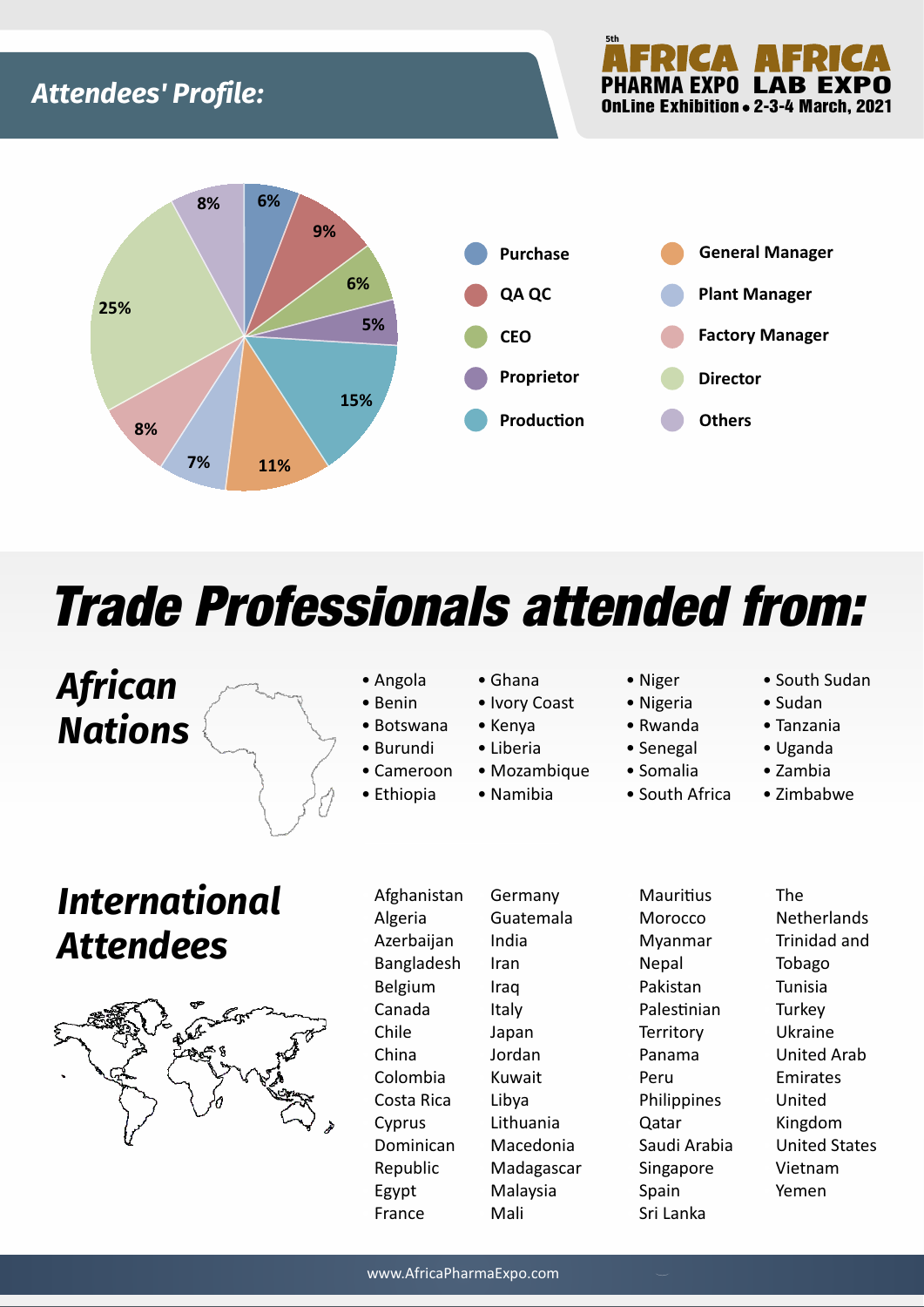## Attendees' Profile:

5th AFRICA PHARMA EXPO / AFRICA LAB EXPO
OnLine Exhibition • 2-3-4 March, 2021

| Category | Percentage |
|---|---|
| Purchase | 6% |
| QA QC | 9% |
| CEO | 6% |
| Proprietor | 5% |
| Production | 15% |
| General Manager | 11% |
| Plant Manager | 7% |
| Factory Manager | 8% |
| Director | 25% |
| Others | 8% |

# Trade Professionals attended from:

## African Nations

- Angola
- Benin
- Botswana
- Burundi
- Cameroon
- Ethiopia
- Ghana
- Ivory Coast
- Kenya
- Liberia
- Mozambique
- Namibia
- Niger
- Nigeria
- Rwanda
- Senegal
- Somalia
- South Africa
- South Sudan
- Sudan
- Tanzania
- Uganda
- Zambia
- Zimbabwe

## International Attendees

Afghanistan
Algeria
Azerbaijan
Bangladesh
Belgium
Canada
Chile
China
Colombia
Costa Rica
Cyprus
Dominican Republic
Egypt
France
Germany
Guatemala
India
Iran
Iraq
Italy
Japan
Jordan
Kuwait
Libya
Lithuania
Macedonia
Madagascar
Malaysia
Mali
Mauritius
Morocco
Myanmar
Nepal
Pakistan
Palestinian Territory
Panama
Peru
Philippines
Qatar
Saudi Arabia
Singapore
Spain
Sri Lanka
The Netherlands
Trinidad and Tobago
Tunisia
Turkey
Ukraine
United Arab Emirates
United Kingdom
United States
Vietnam
Yemen

www.AfricaPharmaExpo.com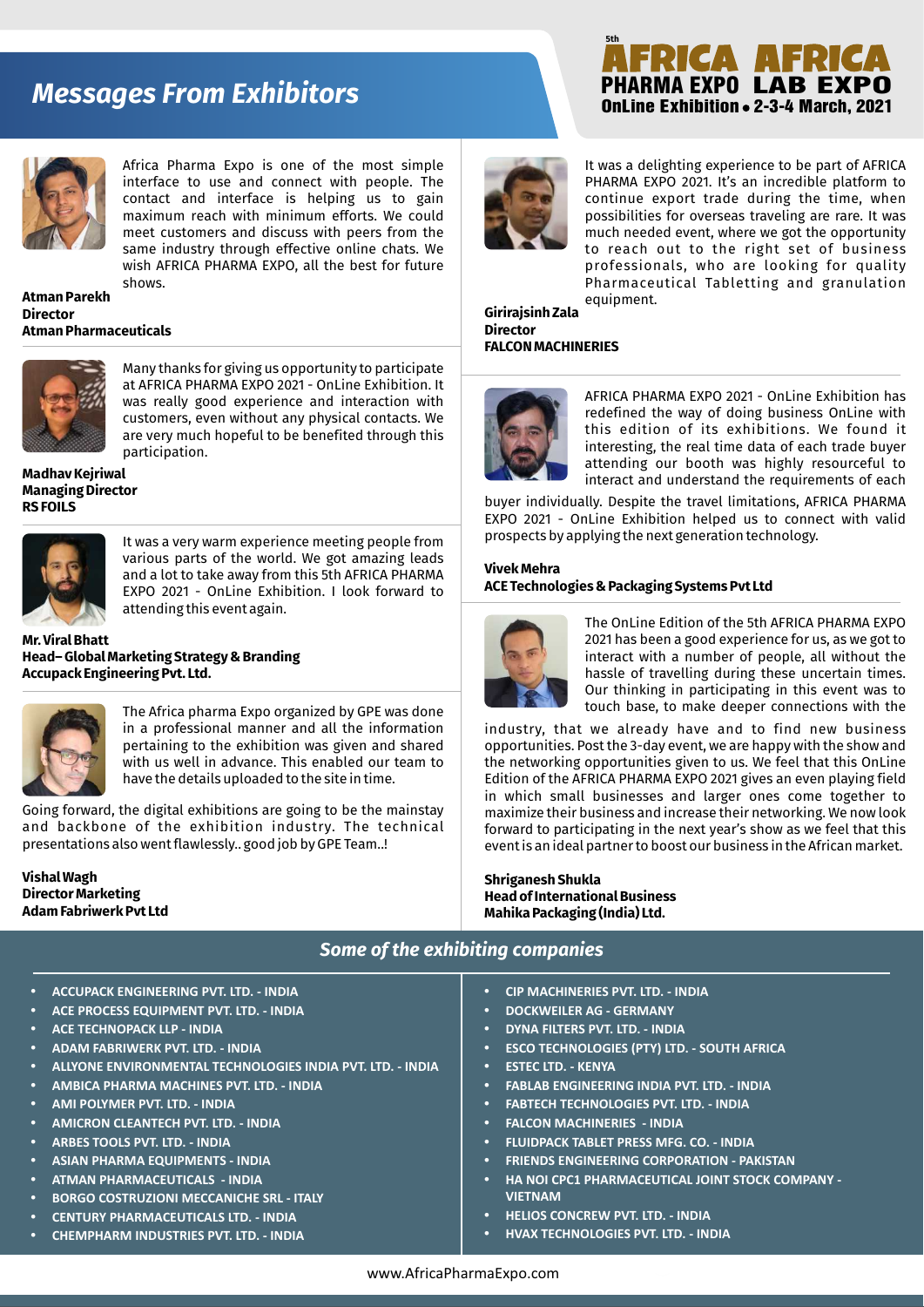# Messages From Exhibitors

5th AFRICA PHARMA EXPO · AFRICA LAB EXPO
OnLine Exhibition • 2-3-4 March, 2021

Africa Pharma Expo is one of the most simple interface to use and connect with people. The contact and interface is helping us to gain maximum reach with minimum efforts. We could meet customers and discuss with peers from the same industry through effective online chats. We wish AFRICA PHARMA EXPO, all the best for future shows.

**Atman Parekh**
**Director**
**Atman Pharmaceuticals**

Many thanks for giving us opportunity to participate at AFRICA PHARMA EXPO 2021 - OnLine Exhibition. It was really good experience and interaction with customers, even without any physical contacts. We are very much hopeful to be benefited through this participation.

**Madhav Kejriwal**
**Managing Director**
**RS FOILS**

It was a very warm experience meeting people from various parts of the world. We got amazing leads and a lot to take away from this 5th AFRICA PHARMA EXPO 2021 - OnLine Exhibition. I look forward to attending this event again.

**Mr. Viral Bhatt**
**Head– Global Marketing Strategy & Branding**
**Accupack Engineering Pvt. Ltd.**

The Africa pharma Expo organized by GPE was done in a professional manner and all the information pertaining to the exhibition was given and shared with us well in advance. This enabled our team to have the details uploaded to the site in time.

Going forward, the digital exhibitions are going to be the mainstay and backbone of the exhibition industry. The technical presentations also went flawlessly.. good job by GPE Team..!

**Vishal Wagh**
**Director Marketing**
**Adam Fabriwerk Pvt Ltd**

It was a delighting experience to be part of AFRICA PHARMA EXPO 2021. It's an incredible platform to continue export trade during the time, when possibilities for overseas traveling are rare. It was much needed event, where we got the opportunity to reach out to the right set of business professionals, who are looking for quality Pharmaceutical Tabletting and granulation equipment.

**Girirajsinh Zala**
**Director**
**FALCON MACHINERIES**

AFRICA PHARMA EXPO 2021 - OnLine Exhibition has redefined the way of doing business OnLine with this edition of its exhibitions. We found it interesting, the real time data of each trade buyer attending our booth was highly resourceful to interact and understand the requirements of each buyer individually. Despite the travel limitations, AFRICA PHARMA EXPO 2021 - OnLine Exhibition helped us to connect with valid prospects by applying the next generation technology.

**Vivek Mehra**
**ACE Technologies & Packaging Systems Pvt Ltd**

The OnLine Edition of the 5th AFRICA PHARMA EXPO 2021 has been a good experience for us, as we got to interact with a number of people, all without the hassle of travelling during these uncertain times. Our thinking in participating in this event was to touch base, to make deeper connections with the industry, that we already have and to find new business opportunities. Post the 3-day event, we are happy with the show and the networking opportunities given to us. We feel that this OnLine Edition of the AFRICA PHARMA EXPO 2021 gives an even playing field in which small businesses and larger ones come together to maximize their business and increase their networking. We now look forward to participating in the next year's show as we feel that this event is an ideal partner to boost our business in the African market.

**Shriganesh Shukla**
**Head of International Business**
**Mahika Packaging (India) Ltd.**

## *Some of the exhibiting companies*

- ACCUPACK ENGINEERING PVT. LTD. - INDIA
- ACE PROCESS EQUIPMENT PVT. LTD. - INDIA
- ACE TECHNOPACK LLP - INDIA
- ADAM FABRIWERK PVT. LTD. - INDIA
- ALLYONE ENVIRONMENTAL TECHNOLOGIES INDIA PVT. LTD. - INDIA
- AMBICA PHARMA MACHINES PVT. LTD. - INDIA
- AMI POLYMER PVT. LTD. - INDIA
- AMICRON CLEANTECH PVT. LTD. - INDIA
- ARBES TOOLS PVT. LTD. - INDIA
- ASIAN PHARMA EQUIPMENTS - INDIA
- ATMAN PHARMACEUTICALS - INDIA
- BORGO COSTRUZIONI MECCANICHE SRL - ITALY
- CENTURY PHARMACEUTICALS LTD. - INDIA
- CHEMPHARM INDUSTRIES PVT. LTD. - INDIA
- CIP MACHINERIES PVT. LTD. - INDIA
- DOCKWEILER AG - GERMANY
- DYNA FILTERS PVT. LTD. - INDIA
- ESCO TECHNOLOGIES (PTY) LTD. - SOUTH AFRICA
- ESTEC LTD. - KENYA
- FABLAB ENGINEERING INDIA PVT. LTD. - INDIA
- FABTECH TECHNOLOGIES PVT. LTD. - INDIA
- FALCON MACHINERIES - INDIA
- FLUIDPACK TABLET PRESS MFG. CO. - INDIA
- FRIENDS ENGINEERING CORPORATION - PAKISTAN
- HA NOI CPC1 PHARMACEUTICAL JOINT STOCK COMPANY - VIETNAM
- HELIOS CONCREW PVT. LTD. - INDIA
- HVAX TECHNOLOGIES PVT. LTD. - INDIA

www.AfricaPharmaExpo.com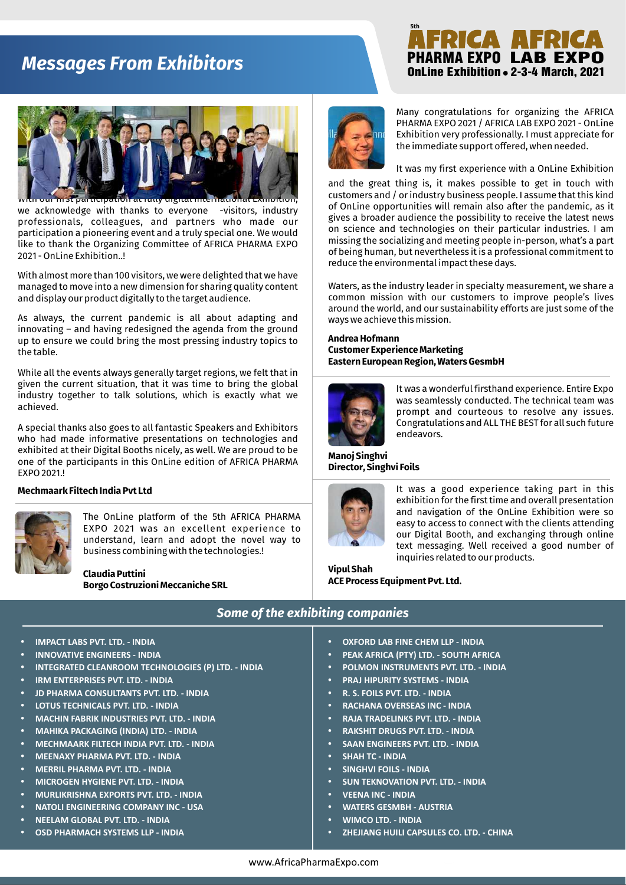# Messages From Exhibitors

5th AFRICA PHARMA EXPO AFRICA LAB EXPO
OnLine Exhibition • 2-3-4 March, 2021

With our first participation at fully digital International Exhibition, we acknowledge with thanks to everyone -visitors, industry professionals, colleagues, and partners who made our participation a pioneering event and a truly special one. We would like to thank the Organizing Committee of AFRICA PHARMA EXPO 2021 - OnLine Exhibition..!

With almost more than 100 visitors, we were delighted that we have managed to move into a new dimension for sharing quality content and display our product digitally to the target audience.

As always, the current pandemic is all about adapting and innovating – and having redesigned the agenda from the ground up to ensure we could bring the most pressing industry topics to the table.

While all the events always generally target regions, we felt that in given the current situation, that it was time to bring the global industry together to talk solutions, which is exactly what we achieved.

A special thanks also goes to all fantastic Speakers and Exhibitors who had made informative presentations on technologies and exhibited at their Digital Booths nicely, as well. We are proud to be one of the participants in this OnLine edition of AFRICA PHARMA EXPO 2021.!

**Mechmaark Filtech India Pvt Ltd**

The OnLine platform of the 5th AFRICA PHARMA EXPO 2021 was an excellent experience to understand, learn and adopt the novel way to business combining with the technologies.!

**Claudia Puttini**
**Borgo Costruzioni Meccaniche SRL**

Many congratulations for organizing the AFRICA PHARMA EXPO 2021 / AFRICA LAB EXPO 2021 - OnLine Exhibition very professionally. I must appreciate for the immediate support offered, when needed.

It was my first experience with a OnLine Exhibition and the great thing is, it makes possible to get in touch with customers and / or industry business people. I assume that this kind of OnLine opportunities will remain also after the pandemic, as it gives a broader audience the possibility to receive the latest news on science and technologies on their particular industries. I am missing the socializing and meeting people in-person, what's a part of being human, but nevertheless it is a professional commitment to reduce the environmental impact these days.

Waters, as the industry leader in specialty measurement, we share a common mission with our customers to improve people's lives around the world, and our sustainability efforts are just some of the ways we achieve this mission.

**Andrea Hofmann**
**Customer Experience Marketing**
**Eastern European Region, Waters GesmbH**

It was a wonderful firsthand experience. Entire Expo was seamlessly conducted. The technical team was prompt and courteous to resolve any issues. Congratulations and ALL THE BEST for all such future endeavors.

**Manoj Singhvi**
**Director, Singhvi Foils**

It was a good experience taking part in this exhibition for the first time and overall presentation and navigation of the OnLine Exhibition were so easy to access to connect with the clients attending our Digital Booth, and exchanging through online text messaging. Well received a good number of inquiries related to our products.

**Vipul Shah**
**ACE Process Equipment Pvt. Ltd.**

## *Some of the exhibiting companies*

- IMPACT LABS PVT. LTD. - INDIA
- INNOVATIVE ENGINEERS - INDIA
- INTEGRATED CLEANROOM TECHNOLOGIES (P) LTD. - INDIA
- IRM ENTERPRISES PVT. LTD. - INDIA
- JD PHARMA CONSULTANTS PVT. LTD. - INDIA
- LOTUS TECHNICALS PVT. LTD. - INDIA
- MACHIN FABRIK INDUSTRIES PVT. LTD. - INDIA
- MAHIKA PACKAGING (INDIA) LTD. - INDIA
- MECHMAARK FILTECH INDIA PVT. LTD. - INDIA
- MEENAXY PHARMA PVT. LTD. - INDIA
- MERRIL PHARMA PVT. LTD. - INDIA
- MICROGEN HYGIENE PVT. LTD. - INDIA
- MURLIKRISHNA EXPORTS PVT. LTD. - INDIA
- NATOLI ENGINEERING COMPANY INC - USA
- NEELAM GLOBAL PVT. LTD. - INDIA
- OSD PHARMACH SYSTEMS LLP - INDIA
- OXFORD LAB FINE CHEM LLP - INDIA
- PEAK AFRICA (PTY) LTD. - SOUTH AFRICA
- POLMON INSTRUMENTS PVT. LTD. - INDIA
- PRAJ HIPURITY SYSTEMS - INDIA
- R. S. FOILS PVT. LTD. - INDIA
- RACHANA OVERSEAS INC - INDIA
- RAJA TRADELINKS PVT. LTD. - INDIA
- RAKSHIT DRUGS PVT. LTD. - INDIA
- SAAN ENGINEERS PVT. LTD. - INDIA
- SHAH TC - INDIA
- SINGHVI FOILS - INDIA
- SUN TEKNOVATION PVT. LTD. - INDIA
- VEENA INC - INDIA
- WATERS GESMBH - AUSTRIA
- WIMCO LTD. - INDIA
- ZHEJIANG HUILI CAPSULES CO. LTD. - CHINA

www.AfricaPharmaExpo.com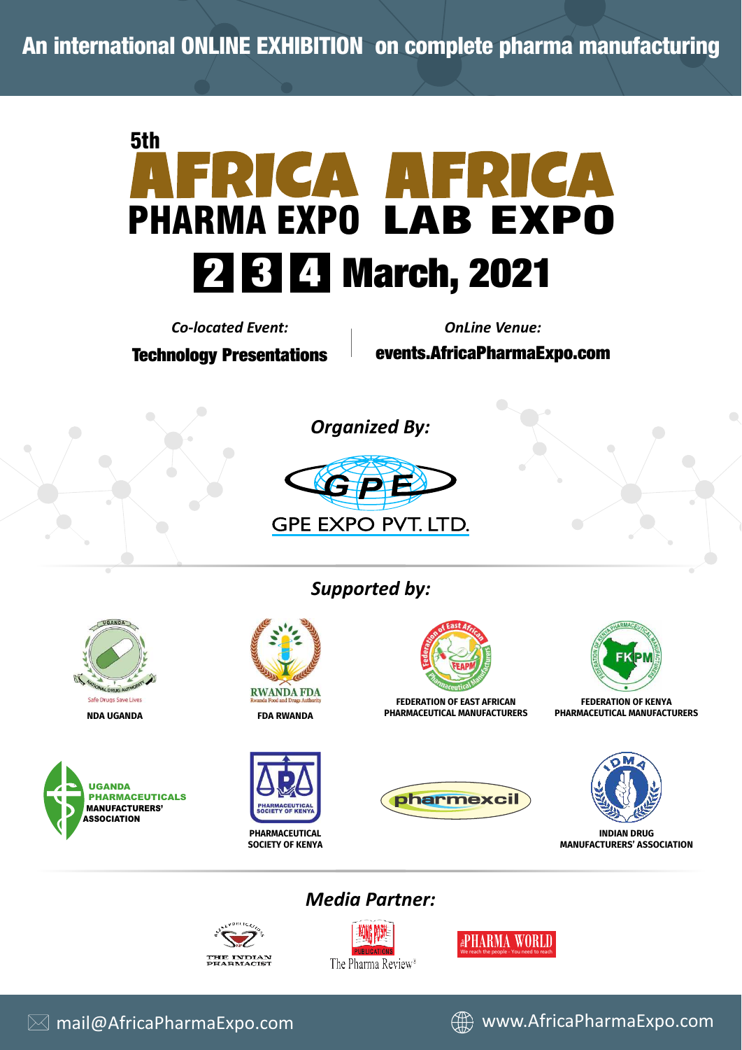An international ONLINE EXHIBITION on complete pharma manufacturing

# 5th AFRICA PHARMA EXPO AFRICA LAB EXPO

## 2 3 4 March, 2021

*Co-located Event:*
**Technology Presentations**

*OnLine Venue:*
**events.AfricaPharmaExpo.com**

*Organized By:*

GPE

GPE EXPO PVT. LTD.

*Supported by:*

NDA UGANDA

FDA RWANDA

FEDERATION OF EAST AFRICAN PHARMACEUTICAL MANUFACTURERS

FEDERATION OF KENYA PHARMACEUTICAL MANUFACTURERS

UGANDA PHARMACEUTICALS MANUFACTURERS' ASSOCIATION

PHARMACEUTICAL SOCIETY OF KENYA

pharmexcil

INDIAN DRUG MANUFACTURERS' ASSOCIATION

*Media Partner:*

THE INDIAN PHARMACIST

The Pharma Review

PHARMA WORLD

mail@AfricaPharmaExpo.com

www.AfricaPharmaExpo.com